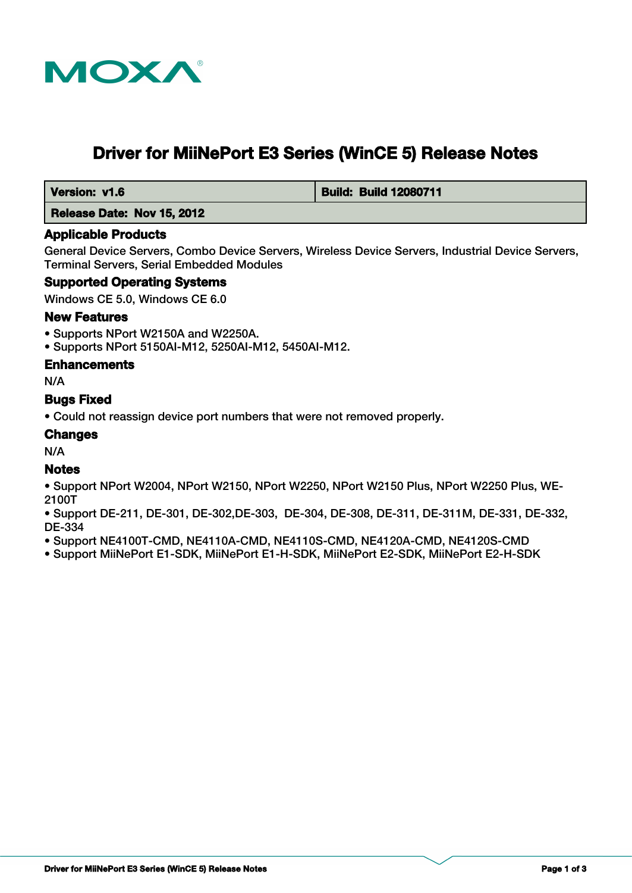MOXA

# Driver for MiiNePort E3 Series (WinCE 5) Release Notes

| Version: v1.6 | Build: Build 12080711 |
| --- | --- |
| Release Date: Nov 15, 2012 | |

## Applicable Products

General Device Servers, Combo Device Servers, Wireless Device Servers, Industrial Device Servers, Terminal Servers, Serial Embedded Modules

## Supported Operating Systems

Windows CE 5.0, Windows CE 6.0

## New Features

- Supports NPort W2150A and W2250A.
- Supports NPort 5150AI-M12, 5250AI-M12, 5450AI-M12.

## Enhancements

N/A

## Bugs Fixed

- Could not reassign device port numbers that were not removed properly.

## Changes

N/A

## Notes

- Support NPort W2004, NPort W2150, NPort W2250, NPort W2150 Plus, NPort W2250 Plus, WE-2100T
- Support DE-211, DE-301, DE-302,DE-303, DE-304, DE-308, DE-311, DE-311M, DE-331, DE-332, DE-334
- Support NE4100T-CMD, NE4110A-CMD, NE4110S-CMD, NE4120A-CMD, NE4120S-CMD
- Support MiiNePort E1-SDK, MiiNePort E1-H-SDK, MiiNePort E2-SDK, MiiNePort E2-H-SDK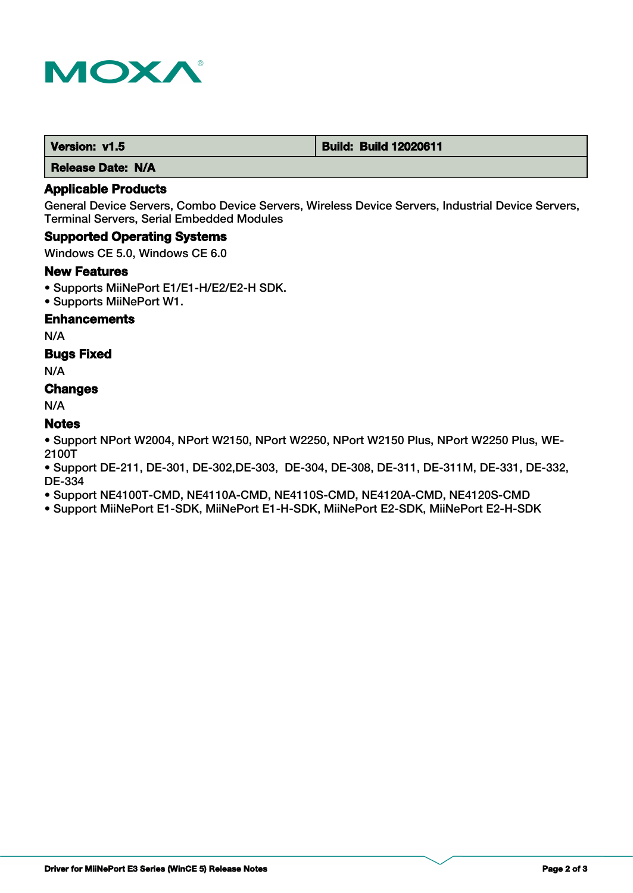| Version: v1.5 | Build: Build 12020611 |
| --- | --- |
| Release Date: N/A | |

## Applicable Products

General Device Servers, Combo Device Servers, Wireless Device Servers, Industrial Device Servers, Terminal Servers, Serial Embedded Modules

## Supported Operating Systems

Windows CE 5.0, Windows CE 6.0

## New Features

- Supports MiiNePort E1/E1-H/E2/E2-H SDK.
- Supports MiiNePort W1.

## Enhancements

N/A

## Bugs Fixed

N/A

## Changes

N/A

## Notes

- Support NPort W2004, NPort W2150, NPort W2250, NPort W2150 Plus, NPort W2250 Plus, WE-2100T
- Support DE-211, DE-301, DE-302,DE-303, DE-304, DE-308, DE-311, DE-311M, DE-331, DE-332, DE-334
- Support NE4100T-CMD, NE4110A-CMD, NE4110S-CMD, NE4120A-CMD, NE4120S-CMD
- Support MiiNePort E1-SDK, MiiNePort E1-H-SDK, MiiNePort E2-SDK, MiiNePort E2-H-SDK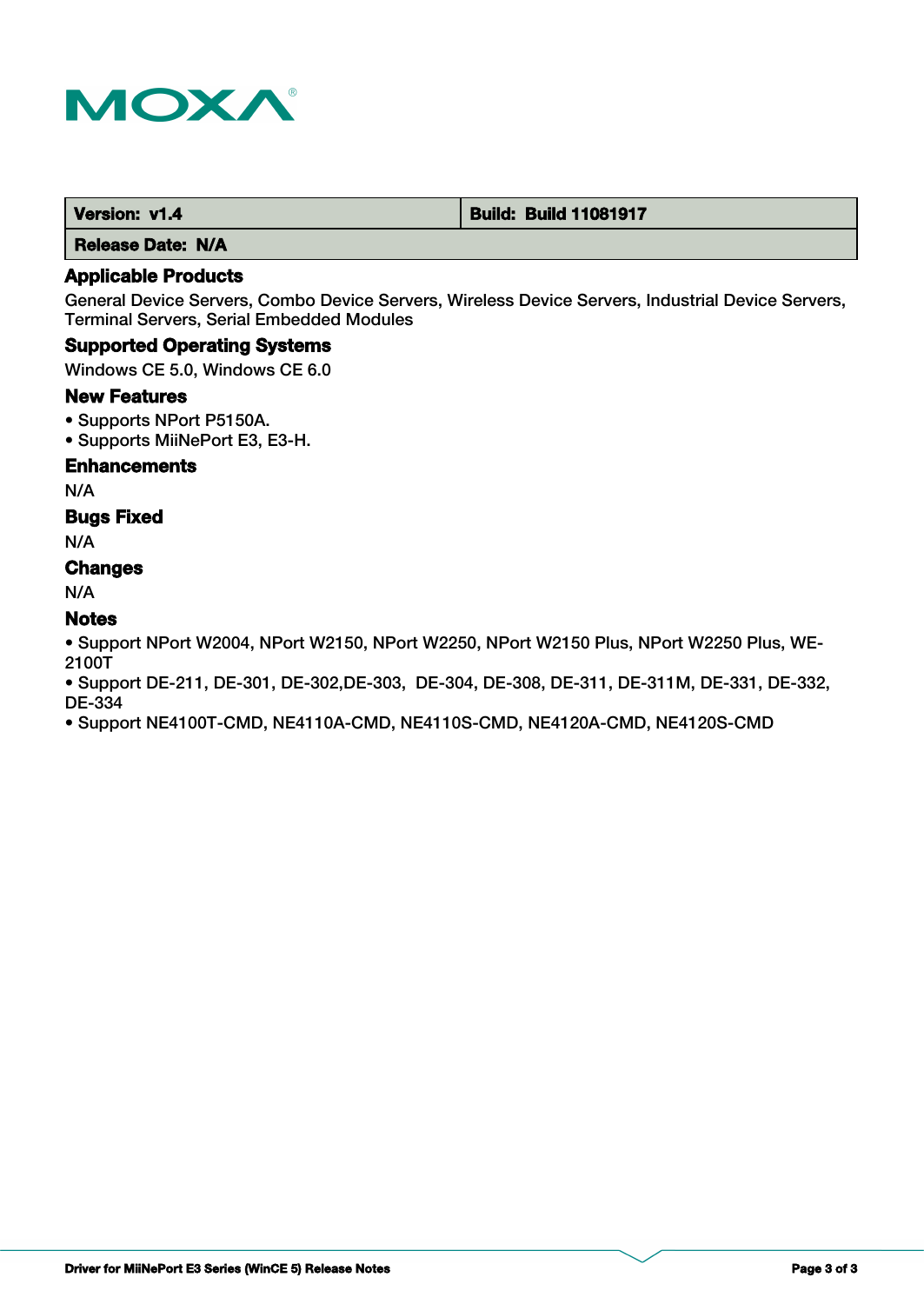| Version: v1.4 | Build: Build 11081917 |
| --- | --- |
| Release Date: N/A | |

## Applicable Products

General Device Servers, Combo Device Servers, Wireless Device Servers, Industrial Device Servers, Terminal Servers, Serial Embedded Modules

## Supported Operating Systems

Windows CE 5.0, Windows CE 6.0

## New Features

- Supports NPort P5150A.
- Supports MiiNePort E3, E3-H.

## Enhancements

N/A

## Bugs Fixed

N/A

## Changes

N/A

## Notes

- Support NPort W2004, NPort W2150, NPort W2250, NPort W2150 Plus, NPort W2250 Plus, WE-2100T
- Support DE-211, DE-301, DE-302,DE-303, DE-304, DE-308, DE-311, DE-311M, DE-331, DE-332, DE-334
- Support NE4100T-CMD, NE4110A-CMD, NE4110S-CMD, NE4120A-CMD, NE4120S-CMD